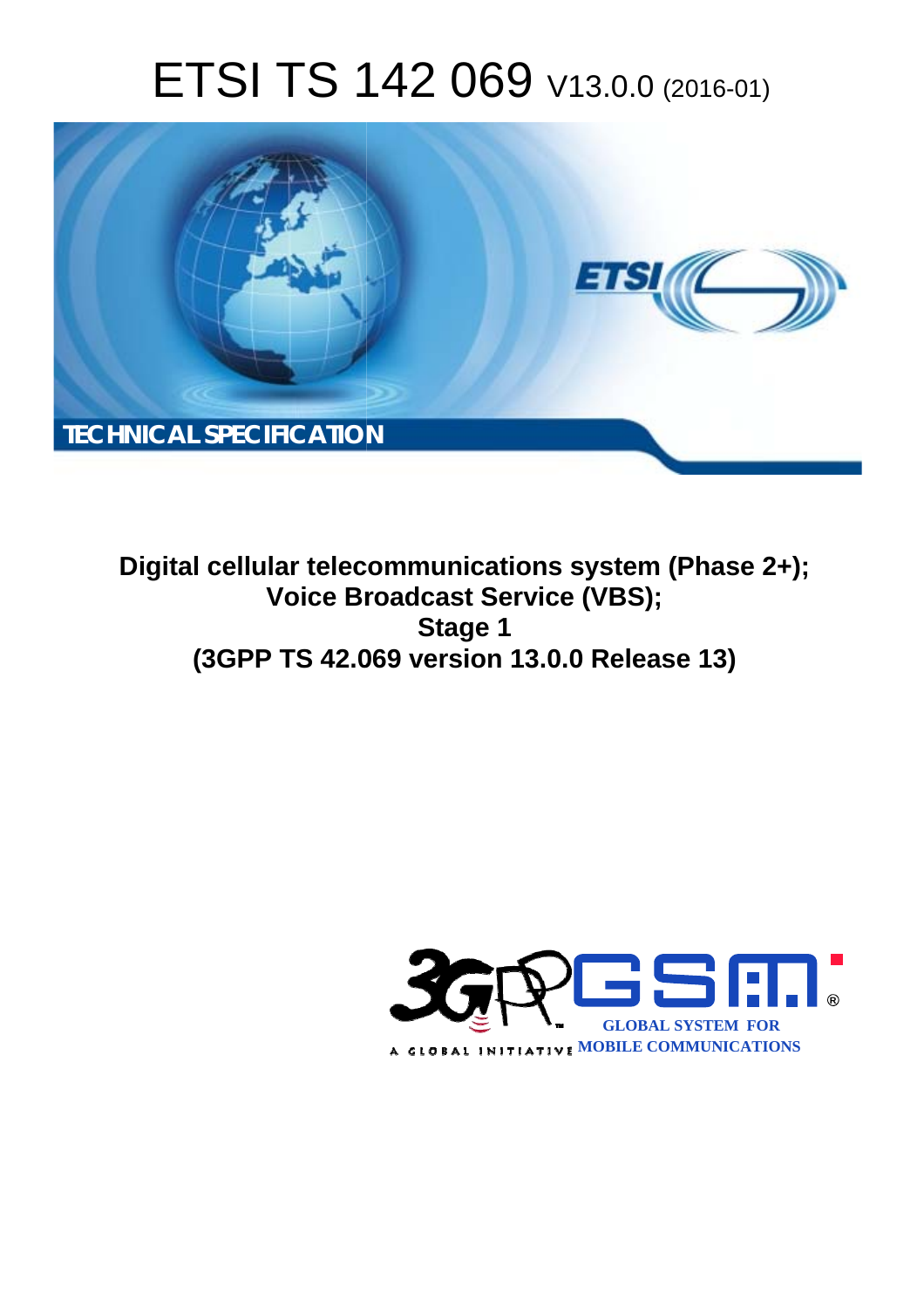# ETSI TS 142 069 V13.0.0 (2016-01)

TECHNICAL SPECIFICATION

**Digital cellular telecommunications system (Phase 2+);**
**Voice Broadcast Service (VBS);**
**Stage 1**
**(3GPP TS 42.069 version 13.0.0 Release 13)**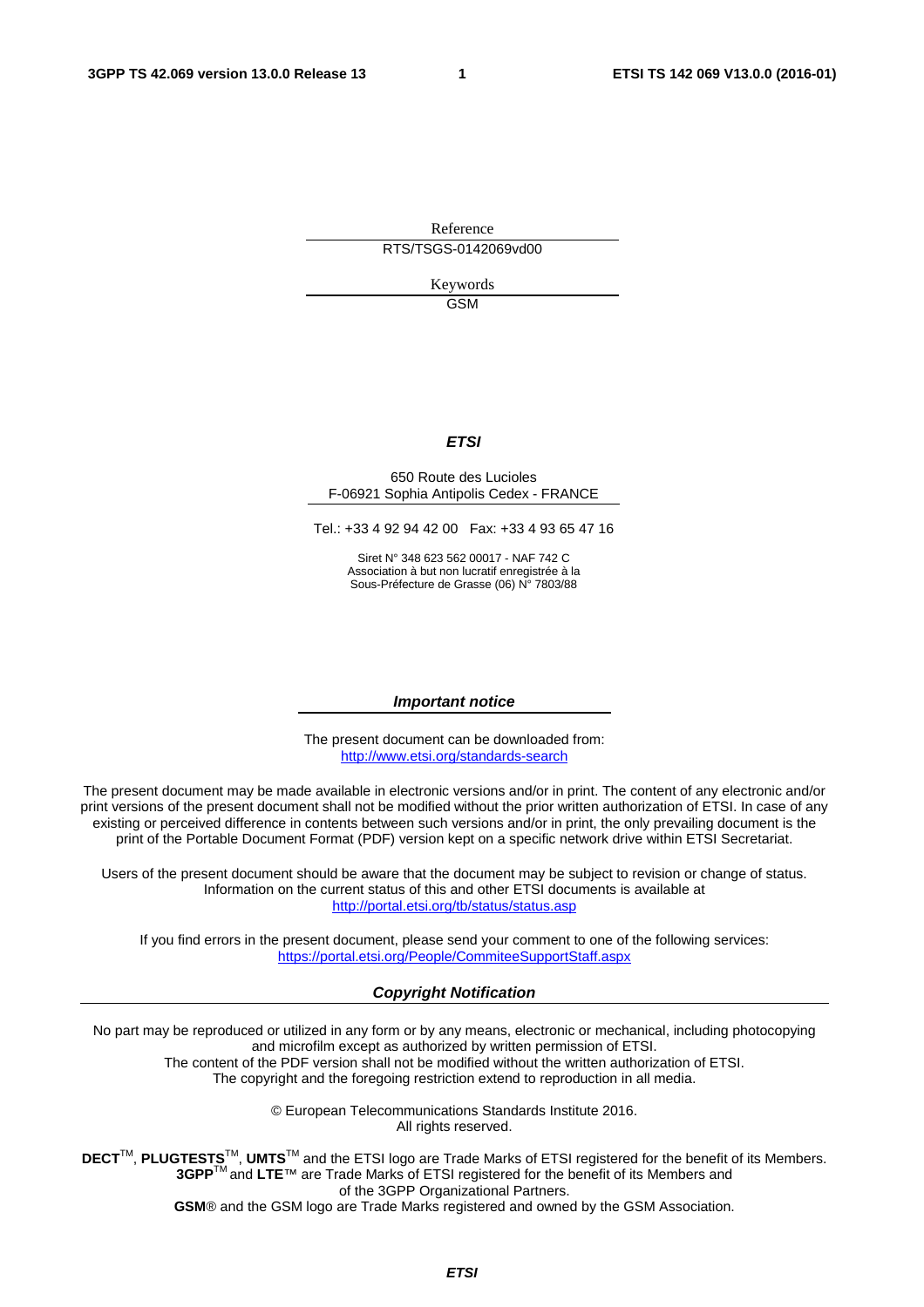Reference

RTS/TSGS-0142069vd00

Keywords

GSM

***ETSI***

650 Route des Lucioles
F-06921 Sophia Antipolis Cedex - FRANCE

Tel.: +33 4 92 94 42 00 Fax: +33 4 93 65 47 16

Siret N° 348 623 562 00017 - NAF 742 C
Association à but non lucratif enregistrée à la
Sous-Préfecture de Grasse (06) N° 7803/88

***Important notice***

The present document can be downloaded from:
http://www.etsi.org/standards-search

The present document may be made available in electronic versions and/or in print. The content of any electronic and/or print versions of the present document shall not be modified without the prior written authorization of ETSI. In case of any existing or perceived difference in contents between such versions and/or in print, the only prevailing document is the print of the Portable Document Format (PDF) version kept on a specific network drive within ETSI Secretariat.

Users of the present document should be aware that the document may be subject to revision or change of status. Information on the current status of this and other ETSI documents is available at
http://portal.etsi.org/tb/status/status.asp

If you find errors in the present document, please send your comment to one of the following services:
https://portal.etsi.org/People/CommiteeSupportStaff.aspx

***Copyright Notification***

No part may be reproduced or utilized in any form or by any means, electronic or mechanical, including photocopying and microfilm except as authorized by written permission of ETSI.
The content of the PDF version shall not be modified without the written authorization of ETSI.
The copyright and the foregoing restriction extend to reproduction in all media.

© European Telecommunications Standards Institute 2016.
All rights reserved.

**DECT**™, **PLUGTESTS**™, **UMTS**™ and the ETSI logo are Trade Marks of ETSI registered for the benefit of its Members.
**3GPP**™ and **LTE**™ are Trade Marks of ETSI registered for the benefit of its Members and of the 3GPP Organizational Partners.
**GSM**® and the GSM logo are Trade Marks registered and owned by the GSM Association.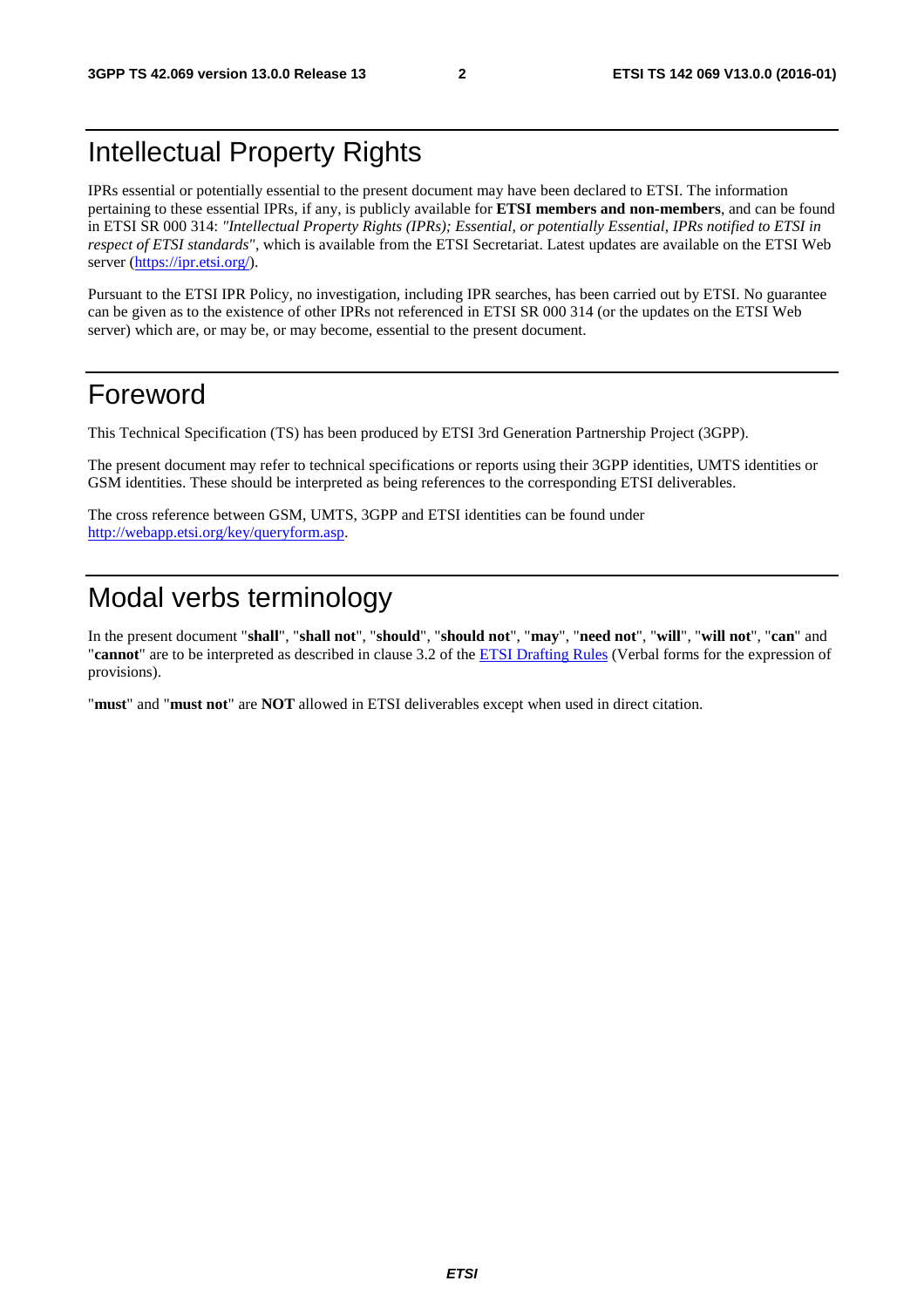# Intellectual Property Rights

IPRs essential or potentially essential to the present document may have been declared to ETSI. The information pertaining to these essential IPRs, if any, is publicly available for **ETSI members and non-members**, and can be found in ETSI SR 000 314: *"Intellectual Property Rights (IPRs); Essential, or potentially Essential, IPRs notified to ETSI in respect of ETSI standards"*, which is available from the ETSI Secretariat. Latest updates are available on the ETSI Web server (https://ipr.etsi.org/).

Pursuant to the ETSI IPR Policy, no investigation, including IPR searches, has been carried out by ETSI. No guarantee can be given as to the existence of other IPRs not referenced in ETSI SR 000 314 (or the updates on the ETSI Web server) which are, or may be, or may become, essential to the present document.

# Foreword

This Technical Specification (TS) has been produced by ETSI 3rd Generation Partnership Project (3GPP).

The present document may refer to technical specifications or reports using their 3GPP identities, UMTS identities or GSM identities. These should be interpreted as being references to the corresponding ETSI deliverables.

The cross reference between GSM, UMTS, 3GPP and ETSI identities can be found under http://webapp.etsi.org/key/queryform.asp.

# Modal verbs terminology

In the present document "**shall**", "**shall not**", "**should**", "**should not**", "**may**", "**need not**", "**will**", "**will not**", "**can**" and "**cannot**" are to be interpreted as described in clause 3.2 of the ETSI Drafting Rules (Verbal forms for the expression of provisions).

"**must**" and "**must not**" are **NOT** allowed in ETSI deliverables except when used in direct citation.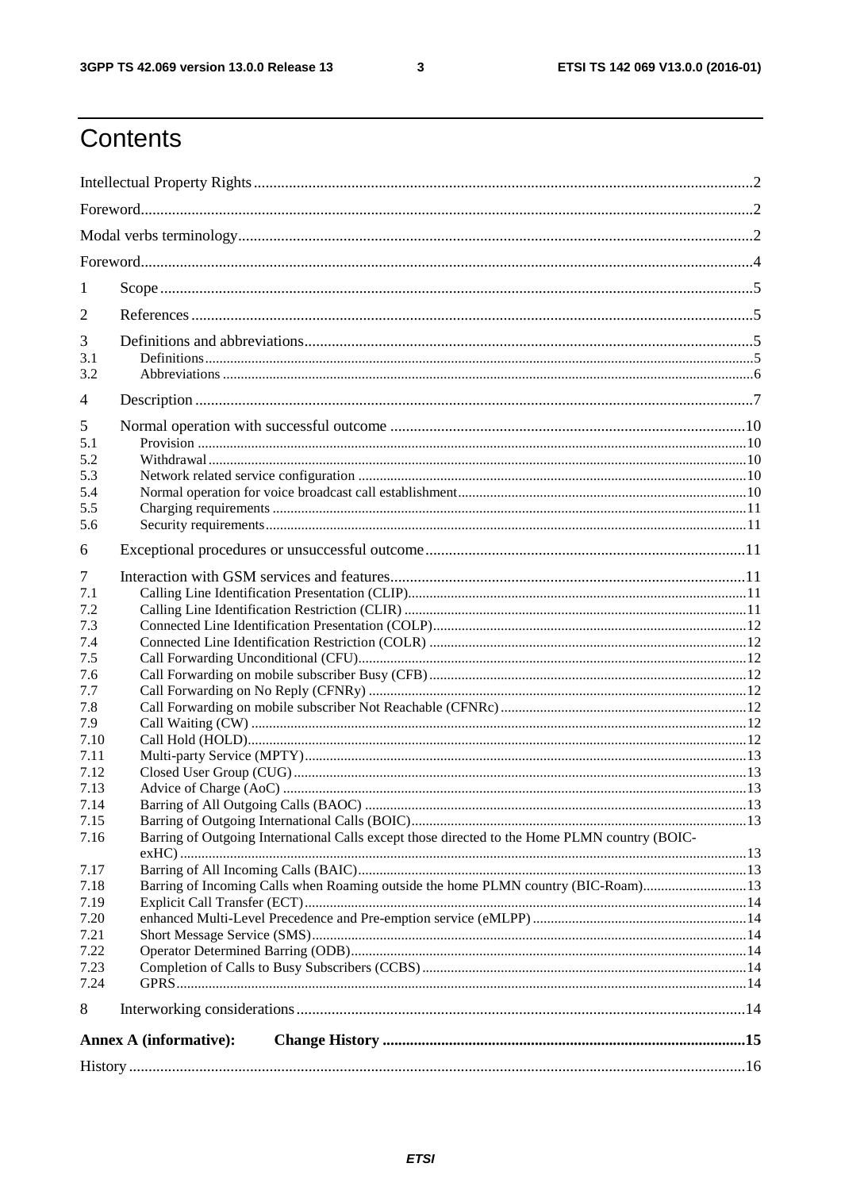# Contents

Intellectual Property Rights ..... 2

Foreword ..... 2

Modal verbs terminology ..... 2

Foreword ..... 4

1 Scope ..... 5

2 References ..... 5

3 Definitions and abbreviations ..... 5

3.1 Definitions ..... 5

3.2 Abbreviations ..... 6

4 Description ..... 7

5 Normal operation with successful outcome ..... 10

5.1 Provision ..... 10

5.2 Withdrawal ..... 10

5.3 Network related service configuration ..... 10

5.4 Normal operation for voice broadcast call establishment ..... 10

5.5 Charging requirements ..... 11

5.6 Security requirements ..... 11

6 Exceptional procedures or unsuccessful outcome ..... 11

7 Interaction with GSM services and features ..... 11

7.1 Calling Line Identification Presentation (CLIP) ..... 11

7.2 Calling Line Identification Restriction (CLIR) ..... 11

7.3 Connected Line Identification Presentation (COLP) ..... 12

7.4 Connected Line Identification Restriction (COLR) ..... 12

7.5 Call Forwarding Unconditional (CFU) ..... 12

7.6 Call Forwarding on mobile subscriber Busy (CFB) ..... 12

7.7 Call Forwarding on No Reply (CFNRy) ..... 12

7.8 Call Forwarding on mobile subscriber Not Reachable (CFNRc) ..... 12

7.9 Call Waiting (CW) ..... 12

7.10 Call Hold (HOLD) ..... 12

7.11 Multi-party Service (MPTY) ..... 13

7.12 Closed User Group (CUG) ..... 13

7.13 Advice of Charge (AoC) ..... 13

7.14 Barring of All Outgoing Calls (BAOC) ..... 13

7.15 Barring of Outgoing International Calls (BOIC) ..... 13

7.16 Barring of Outgoing International Calls except those directed to the Home PLMN country (BOIC-exHC) ..... 13

7.17 Barring of All Incoming Calls (BAIC) ..... 13

7.18 Barring of Incoming Calls when Roaming outside the home PLMN country (BIC-Roam) ..... 13

7.19 Explicit Call Transfer (ECT) ..... 14

7.20 enhanced Multi-Level Precedence and Pre-emption service (eMLPP) ..... 14

7.21 Short Message Service (SMS) ..... 14

7.22 Operator Determined Barring (ODB) ..... 14

7.23 Completion of Calls to Busy Subscribers (CCBS) ..... 14

7.24 GPRS ..... 14

8 Interworking considerations ..... 14

**Annex A (informative): Change History** ..... 15

History ..... 16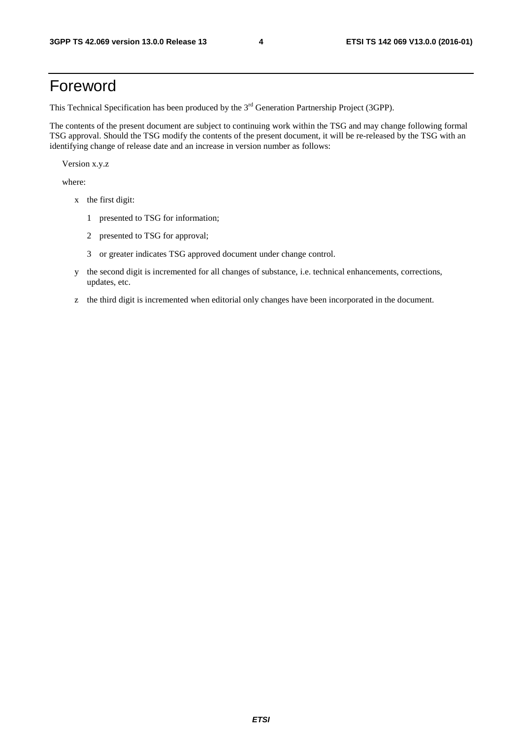# Foreword

This Technical Specification has been produced by the 3rd Generation Partnership Project (3GPP).

The contents of the present document are subject to continuing work within the TSG and may change following formal TSG approval. Should the TSG modify the contents of the present document, it will be re-released by the TSG with an identifying change of release date and an increase in version number as follows:

Version x.y.z

where:

- x the first digit:
  - 1 presented to TSG for information;
  - 2 presented to TSG for approval;
  - 3 or greater indicates TSG approved document under change control.
- y the second digit is incremented for all changes of substance, i.e. technical enhancements, corrections, updates, etc.
- z the third digit is incremented when editorial only changes have been incorporated in the document.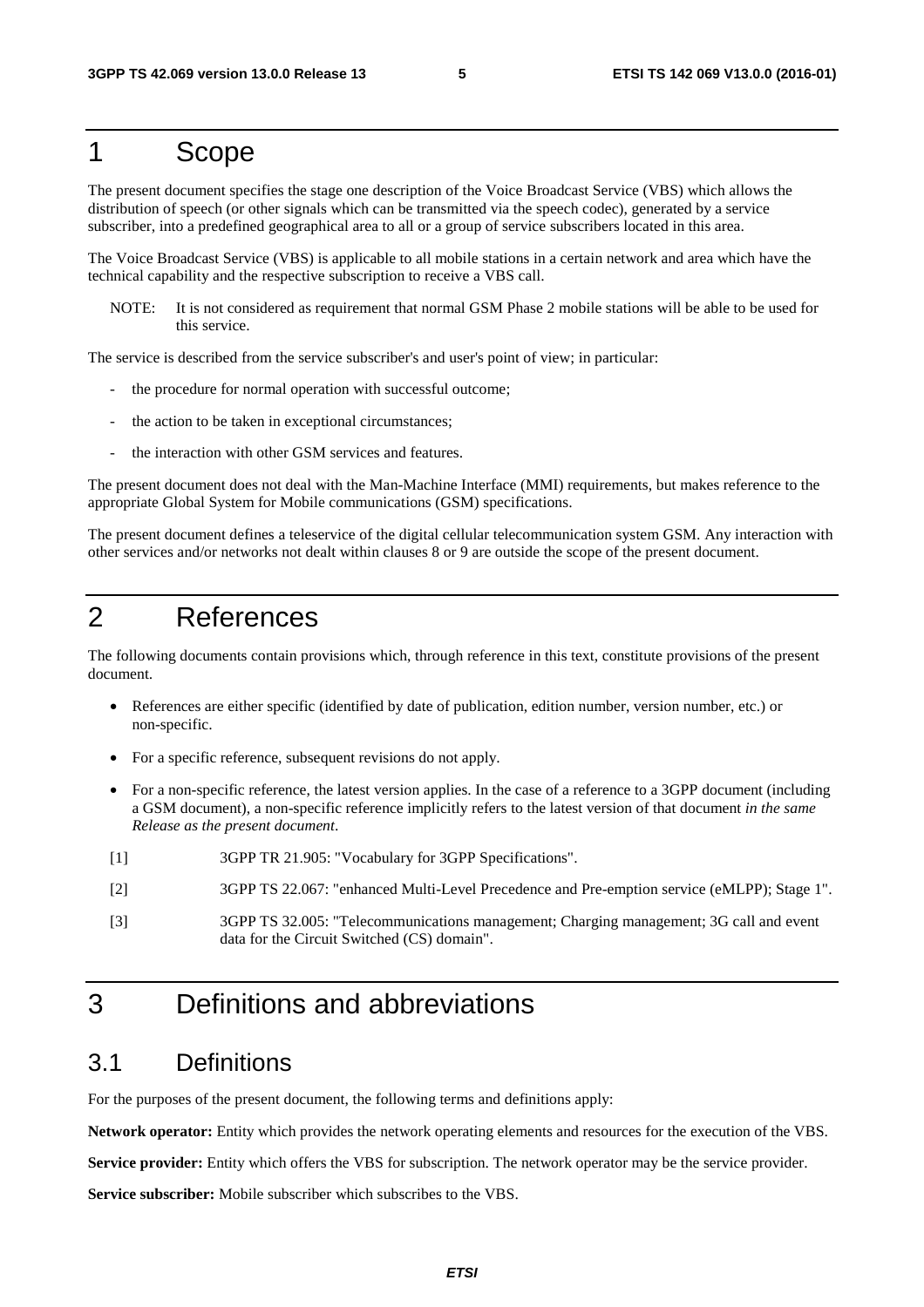# 1 Scope

The present document specifies the stage one description of the Voice Broadcast Service (VBS) which allows the distribution of speech (or other signals which can be transmitted via the speech codec), generated by a service subscriber, into a predefined geographical area to all or a group of service subscribers located in this area.

The Voice Broadcast Service (VBS) is applicable to all mobile stations in a certain network and area which have the technical capability and the respective subscription to receive a VBS call.

NOTE: It is not considered as requirement that normal GSM Phase 2 mobile stations will be able to be used for this service.

The service is described from the service subscriber's and user's point of view; in particular:

- the procedure for normal operation with successful outcome;
- the action to be taken in exceptional circumstances;
- the interaction with other GSM services and features.

The present document does not deal with the Man-Machine Interface (MMI) requirements, but makes reference to the appropriate Global System for Mobile communications (GSM) specifications.

The present document defines a teleservice of the digital cellular telecommunication system GSM. Any interaction with other services and/or networks not dealt within clauses 8 or 9 are outside the scope of the present document.

# 2 References

The following documents contain provisions which, through reference in this text, constitute provisions of the present document.

- References are either specific (identified by date of publication, edition number, version number, etc.) or non-specific.
- For a specific reference, subsequent revisions do not apply.
- For a non-specific reference, the latest version applies. In the case of a reference to a 3GPP document (including a GSM document), a non-specific reference implicitly refers to the latest version of that document *in the same Release as the present document*.

[1] 3GPP TR 21.905: "Vocabulary for 3GPP Specifications".

[2] 3GPP TS 22.067: "enhanced Multi-Level Precedence and Pre-emption service (eMLPP); Stage 1".

[3] 3GPP TS 32.005: "Telecommunications management; Charging management; 3G call and event data for the Circuit Switched (CS) domain".

# 3 Definitions and abbreviations

## 3.1 Definitions

For the purposes of the present document, the following terms and definitions apply:

**Network operator:** Entity which provides the network operating elements and resources for the execution of the VBS.

**Service provider:** Entity which offers the VBS for subscription. The network operator may be the service provider.

**Service subscriber:** Mobile subscriber which subscribes to the VBS.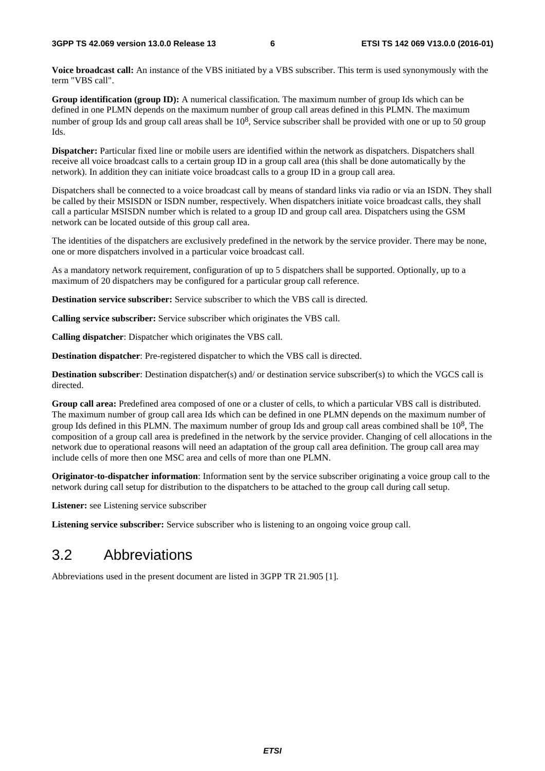**Voice broadcast call:** An instance of the VBS initiated by a VBS subscriber. This term is used synonymously with the term "VBS call".

**Group identification (group ID):** A numerical classification. The maximum number of group Ids which can be defined in one PLMN depends on the maximum number of group call areas defined in this PLMN. The maximum number of group Ids and group call areas shall be $10^8$, Service subscriber shall be provided with one or up to 50 group Ids.

**Dispatcher:** Particular fixed line or mobile users are identified within the network as dispatchers. Dispatchers shall receive all voice broadcast calls to a certain group ID in a group call area (this shall be done automatically by the network). In addition they can initiate voice broadcast calls to a group ID in a group call area.

Dispatchers shall be connected to a voice broadcast call by means of standard links via radio or via an ISDN. They shall be called by their MSISDN or ISDN number, respectively. When dispatchers initiate voice broadcast calls, they shall call a particular MSISDN number which is related to a group ID and group call area. Dispatchers using the GSM network can be located outside of this group call area.

The identities of the dispatchers are exclusively predefined in the network by the service provider. There may be none, one or more dispatchers involved in a particular voice broadcast call.

As a mandatory network requirement, configuration of up to 5 dispatchers shall be supported. Optionally, up to a maximum of 20 dispatchers may be configured for a particular group call reference.

**Destination service subscriber:** Service subscriber to which the VBS call is directed.

**Calling service subscriber:** Service subscriber which originates the VBS call.

**Calling dispatcher**: Dispatcher which originates the VBS call.

**Destination dispatcher**: Pre-registered dispatcher to which the VBS call is directed.

**Destination subscriber**: Destination dispatcher(s) and/ or destination service subscriber(s) to which the VGCS call is directed.

**Group call area:** Predefined area composed of one or a cluster of cells, to which a particular VBS call is distributed. The maximum number of group call area Ids which can be defined in one PLMN depends on the maximum number of group Ids defined in this PLMN. The maximum number of group Ids and group call areas combined shall be $10^8$, The composition of a group call area is predefined in the network by the service provider. Changing of cell allocations in the network due to operational reasons will need an adaptation of the group call area definition. The group call area may include cells of more then one MSC area and cells of more than one PLMN.

**Originator-to-dispatcher information**: Information sent by the service subscriber originating a voice group call to the network during call setup for distribution to the dispatchers to be attached to the group call during call setup.

**Listener:** see Listening service subscriber

**Listening service subscriber:** Service subscriber who is listening to an ongoing voice group call.

## 3.2 Abbreviations

Abbreviations used in the present document are listed in 3GPP TR 21.905 [1].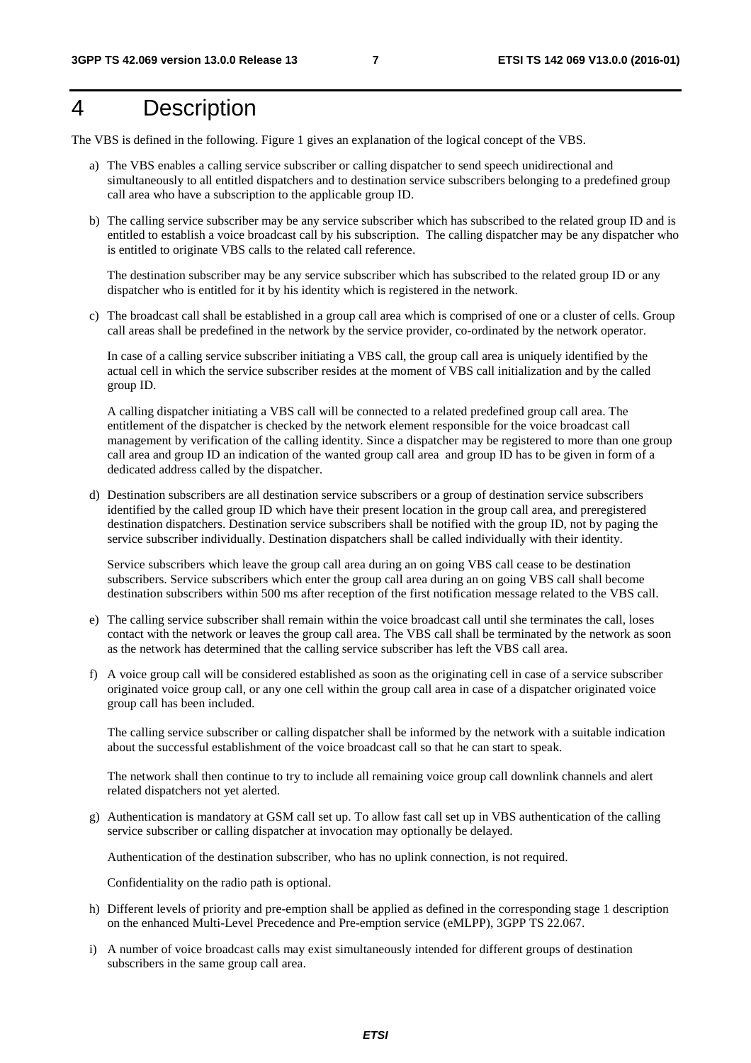# 4 Description

The VBS is defined in the following. Figure 1 gives an explanation of the logical concept of the VBS.

a) The VBS enables a calling service subscriber or calling dispatcher to send speech unidirectional and simultaneously to all entitled dispatchers and to destination service subscribers belonging to a predefined group call area who have a subscription to the applicable group ID.

b) The calling service subscriber may be any service subscriber which has subscribed to the related group ID and is entitled to establish a voice broadcast call by his subscription. The calling dispatcher may be any dispatcher who is entitled to originate VBS calls to the related call reference.

   The destination subscriber may be any service subscriber which has subscribed to the related group ID or any dispatcher who is entitled for it by his identity which is registered in the network.

c) The broadcast call shall be established in a group call area which is comprised of one or a cluster of cells. Group call areas shall be predefined in the network by the service provider, co-ordinated by the network operator.

   In case of a calling service subscriber initiating a VBS call, the group call area is uniquely identified by the actual cell in which the service subscriber resides at the moment of VBS call initialization and by the called group ID.

   A calling dispatcher initiating a VBS call will be connected to a related predefined group call area. The entitlement of the dispatcher is checked by the network element responsible for the voice broadcast call management by verification of the calling identity. Since a dispatcher may be registered to more than one group call area and group ID an indication of the wanted group call area and group ID has to be given in form of a dedicated address called by the dispatcher.

d) Destination subscribers are all destination service subscribers or a group of destination service subscribers identified by the called group ID which have their present location in the group call area, and preregistered destination dispatchers. Destination service subscribers shall be notified with the group ID, not by paging the service subscriber individually. Destination dispatchers shall be called individually with their identity.

   Service subscribers which leave the group call area during an on going VBS call cease to be destination subscribers. Service subscribers which enter the group call area during an on going VBS call shall become destination subscribers within 500 ms after reception of the first notification message related to the VBS call.

e) The calling service subscriber shall remain within the voice broadcast call until she terminates the call, loses contact with the network or leaves the group call area. The VBS call shall be terminated by the network as soon as the network has determined that the calling service subscriber has left the VBS call area.

f) A voice group call will be considered established as soon as the originating cell in case of a service subscriber originated voice group call, or any one cell within the group call area in case of a dispatcher originated voice group call has been included.

   The calling service subscriber or calling dispatcher shall be informed by the network with a suitable indication about the successful establishment of the voice broadcast call so that he can start to speak.

   The network shall then continue to try to include all remaining voice group call downlink channels and alert related dispatchers not yet alerted.

g) Authentication is mandatory at GSM call set up. To allow fast call set up in VBS authentication of the calling service subscriber or calling dispatcher at invocation may optionally be delayed.

   Authentication of the destination subscriber, who has no uplink connection, is not required.

   Confidentiality on the radio path is optional.

h) Different levels of priority and pre-emption shall be applied as defined in the corresponding stage 1 description on the enhanced Multi-Level Precedence and Pre-emption service (eMLPP), 3GPP TS 22.067.

i) A number of voice broadcast calls may exist simultaneously intended for different groups of destination subscribers in the same group call area.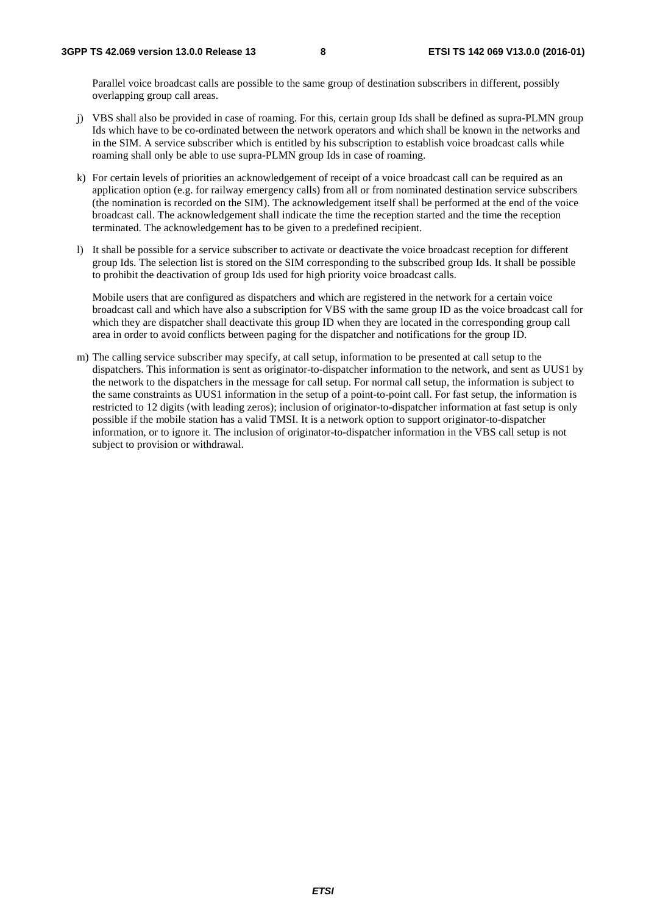Parallel voice broadcast calls are possible to the same group of destination subscribers in different, possibly overlapping group call areas.

j) VBS shall also be provided in case of roaming. For this, certain group Ids shall be defined as supra-PLMN group Ids which have to be co-ordinated between the network operators and which shall be known in the networks and in the SIM. A service subscriber which is entitled by his subscription to establish voice broadcast calls while roaming shall only be able to use supra-PLMN group Ids in case of roaming.

k) For certain levels of priorities an acknowledgement of receipt of a voice broadcast call can be required as an application option (e.g. for railway emergency calls) from all or from nominated destination service subscribers (the nomination is recorded on the SIM). The acknowledgement itself shall be performed at the end of the voice broadcast call. The acknowledgement shall indicate the time the reception started and the time the reception terminated. The acknowledgement has to be given to a predefined recipient.

l) It shall be possible for a service subscriber to activate or deactivate the voice broadcast reception for different group Ids. The selection list is stored on the SIM corresponding to the subscribed group Ids. It shall be possible to prohibit the deactivation of group Ids used for high priority voice broadcast calls.

   Mobile users that are configured as dispatchers and which are registered in the network for a certain voice broadcast call and which have also a subscription for VBS with the same group ID as the voice broadcast call for which they are dispatcher shall deactivate this group ID when they are located in the corresponding group call area in order to avoid conflicts between paging for the dispatcher and notifications for the group ID.

m) The calling service subscriber may specify, at call setup, information to be presented at call setup to the dispatchers. This information is sent as originator-to-dispatcher information to the network, and sent as UUS1 by the network to the dispatchers in the message for call setup. For normal call setup, the information is subject to the same constraints as UUS1 information in the setup of a point-to-point call. For fast setup, the information is restricted to 12 digits (with leading zeros); inclusion of originator-to-dispatcher information at fast setup is only possible if the mobile station has a valid TMSI. It is a network option to support originator-to-dispatcher information, or to ignore it. The inclusion of originator-to-dispatcher information in the VBS call setup is not subject to provision or withdrawal.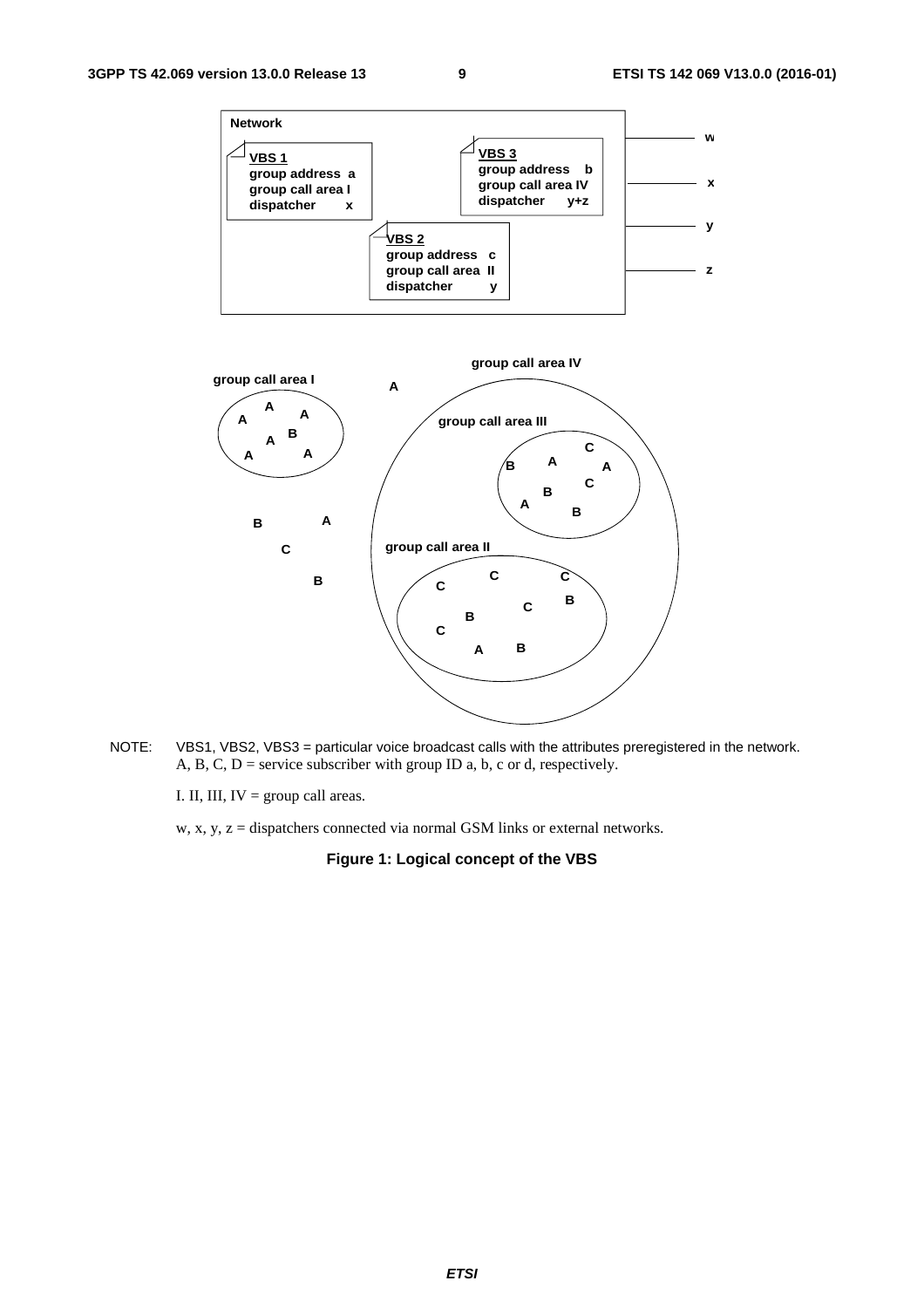NOTE: VBS1, VBS2, VBS3 = particular voice broadcast calls with the attributes preregistered in the network. A, B, C, D = service subscriber with group ID a, b, c or d, respectively.

I. II, III, IV = group call areas.

w, x, y, z = dispatchers connected via normal GSM links or external networks.

**Figure 1: Logical concept of the VBS**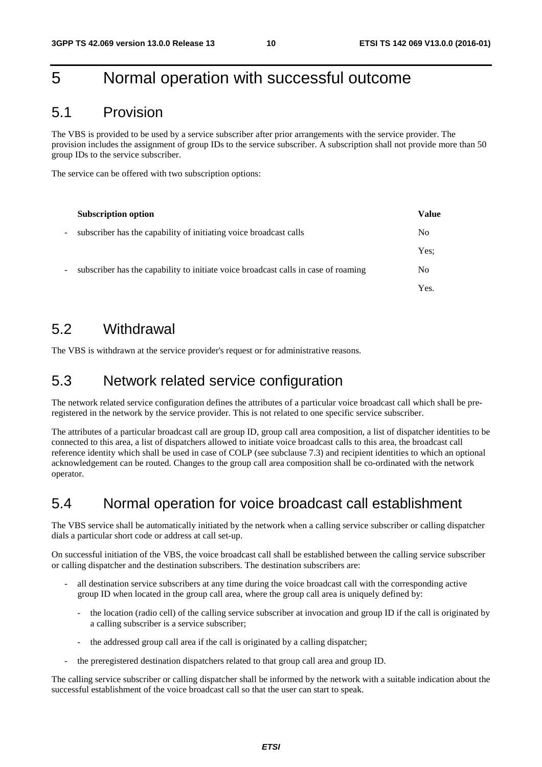# 5 Normal operation with successful outcome

## 5.1 Provision

The VBS is provided to be used by a service subscriber after prior arrangements with the service provider. The provision includes the assignment of group IDs to the service subscriber. A subscription shall not provide more than 50 group IDs to the service subscriber.

The service can be offered with two subscription options:

| Subscription option | Value |
|---|---|
| - subscriber has the capability of initiating voice broadcast calls | No |
| | Yes; |
| - subscriber has the capability to initiate voice broadcast calls in case of roaming | No |
| | Yes. |

## 5.2 Withdrawal

The VBS is withdrawn at the service provider's request or for administrative reasons.

## 5.3 Network related service configuration

The network related service configuration defines the attributes of a particular voice broadcast call which shall be pre-registered in the network by the service provider. This is not related to one specific service subscriber.

The attributes of a particular broadcast call are group ID, group call area composition, a list of dispatcher identities to be connected to this area, a list of dispatchers allowed to initiate voice broadcast calls to this area, the broadcast call reference identity which shall be used in case of COLP (see subclause 7.3) and recipient identities to which an optional acknowledgement can be routed. Changes to the group call area composition shall be co-ordinated with the network operator.

## 5.4 Normal operation for voice broadcast call establishment

The VBS service shall be automatically initiated by the network when a calling service subscriber or calling dispatcher dials a particular short code or address at call set-up.

On successful initiation of the VBS, the voice broadcast call shall be established between the calling service subscriber or calling dispatcher and the destination subscribers. The destination subscribers are:

- all destination service subscribers at any time during the voice broadcast call with the corresponding active group ID when located in the group call area, where the group call area is uniquely defined by:
  - the location (radio cell) of the calling service subscriber at invocation and group ID if the call is originated by a calling subscriber is a service subscriber;
  - the addressed group call area if the call is originated by a calling dispatcher;
- the preregistered destination dispatchers related to that group call area and group ID.

The calling service subscriber or calling dispatcher shall be informed by the network with a suitable indication about the successful establishment of the voice broadcast call so that the user can start to speak.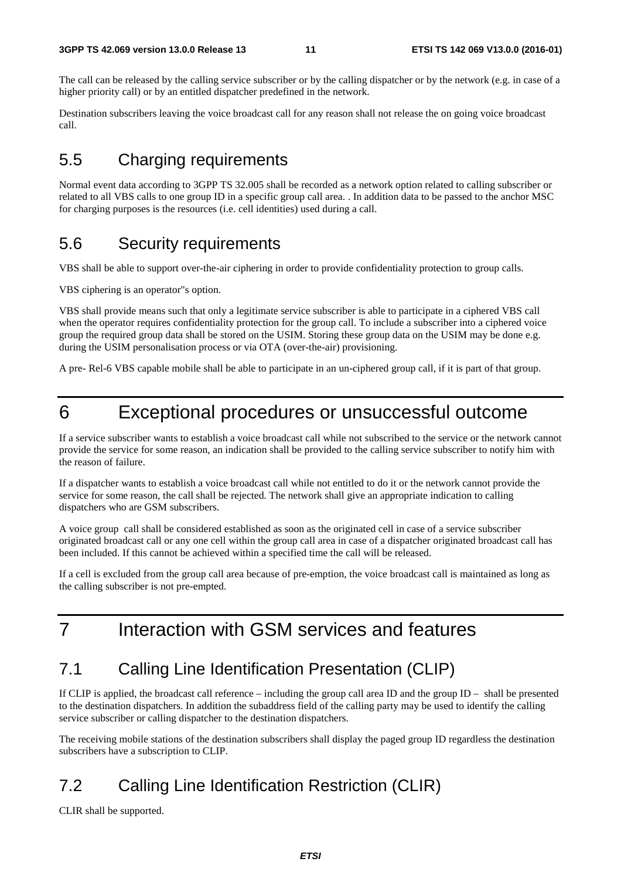The call can be released by the calling service subscriber or by the calling dispatcher or by the network (e.g. in case of a higher priority call) or by an entitled dispatcher predefined in the network.

Destination subscribers leaving the voice broadcast call for any reason shall not release the on going voice broadcast call.

## 5.5 Charging requirements

Normal event data according to 3GPP TS 32.005 shall be recorded as a network option related to calling subscriber or related to all VBS calls to one group ID in a specific group call area. . In addition data to be passed to the anchor MSC for charging purposes is the resources (i.e. cell identities) used during a call.

## 5.6 Security requirements

VBS shall be able to support over-the-air ciphering in order to provide confidentiality protection to group calls.

VBS ciphering is an operator"s option.

VBS shall provide means such that only a legitimate service subscriber is able to participate in a ciphered VBS call when the operator requires confidentiality protection for the group call. To include a subscriber into a ciphered voice group the required group data shall be stored on the USIM. Storing these group data on the USIM may be done e.g. during the USIM personalisation process or via OTA (over-the-air) provisioning.

A pre- Rel-6 VBS capable mobile shall be able to participate in an un-ciphered group call, if it is part of that group.

# 6 Exceptional procedures or unsuccessful outcome

If a service subscriber wants to establish a voice broadcast call while not subscribed to the service or the network cannot provide the service for some reason, an indication shall be provided to the calling service subscriber to notify him with the reason of failure.

If a dispatcher wants to establish a voice broadcast call while not entitled to do it or the network cannot provide the service for some reason, the call shall be rejected. The network shall give an appropriate indication to calling dispatchers who are GSM subscribers.

A voice group call shall be considered established as soon as the originated cell in case of a service subscriber originated broadcast call or any one cell within the group call area in case of a dispatcher originated broadcast call has been included. If this cannot be achieved within a specified time the call will be released.

If a cell is excluded from the group call area because of pre-emption, the voice broadcast call is maintained as long as the calling subscriber is not pre-empted.

# 7 Interaction with GSM services and features

## 7.1 Calling Line Identification Presentation (CLIP)

If CLIP is applied, the broadcast call reference – including the group call area ID and the group ID – shall be presented to the destination dispatchers. In addition the subaddress field of the calling party may be used to identify the calling service subscriber or calling dispatcher to the destination dispatchers.

The receiving mobile stations of the destination subscribers shall display the paged group ID regardless the destination subscribers have a subscription to CLIP.

## 7.2 Calling Line Identification Restriction (CLIR)

CLIR shall be supported.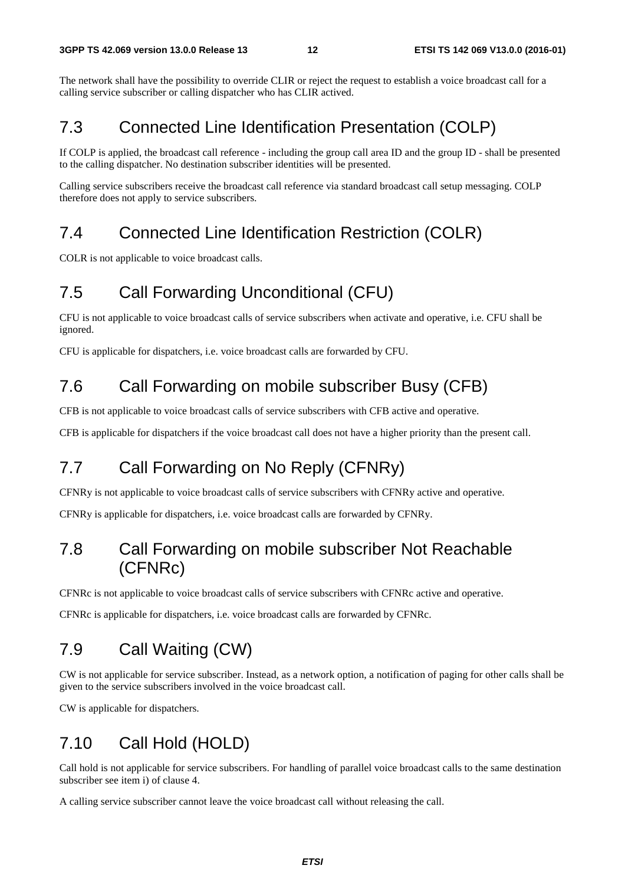The network shall have the possibility to override CLIR or reject the request to establish a voice broadcast call for a calling service subscriber or calling dispatcher who has CLIR actived.

## 7.3 Connected Line Identification Presentation (COLP)

If COLP is applied, the broadcast call reference - including the group call area ID and the group ID - shall be presented to the calling dispatcher. No destination subscriber identities will be presented.

Calling service subscribers receive the broadcast call reference via standard broadcast call setup messaging. COLP therefore does not apply to service subscribers.

## 7.4 Connected Line Identification Restriction (COLR)

COLR is not applicable to voice broadcast calls.

## 7.5 Call Forwarding Unconditional (CFU)

CFU is not applicable to voice broadcast calls of service subscribers when activate and operative, i.e. CFU shall be ignored.

CFU is applicable for dispatchers, i.e. voice broadcast calls are forwarded by CFU.

## 7.6 Call Forwarding on mobile subscriber Busy (CFB)

CFB is not applicable to voice broadcast calls of service subscribers with CFB active and operative.

CFB is applicable for dispatchers if the voice broadcast call does not have a higher priority than the present call.

## 7.7 Call Forwarding on No Reply (CFNRy)

CFNRy is not applicable to voice broadcast calls of service subscribers with CFNRy active and operative.

CFNRy is applicable for dispatchers, i.e. voice broadcast calls are forwarded by CFNRy.

## 7.8 Call Forwarding on mobile subscriber Not Reachable (CFNRc)

CFNRc is not applicable to voice broadcast calls of service subscribers with CFNRc active and operative.

CFNRc is applicable for dispatchers, i.e. voice broadcast calls are forwarded by CFNRc.

## 7.9 Call Waiting (CW)

CW is not applicable for service subscriber. Instead, as a network option, a notification of paging for other calls shall be given to the service subscribers involved in the voice broadcast call.

CW is applicable for dispatchers.

## 7.10 Call Hold (HOLD)

Call hold is not applicable for service subscribers. For handling of parallel voice broadcast calls to the same destination subscriber see item i) of clause 4.

A calling service subscriber cannot leave the voice broadcast call without releasing the call.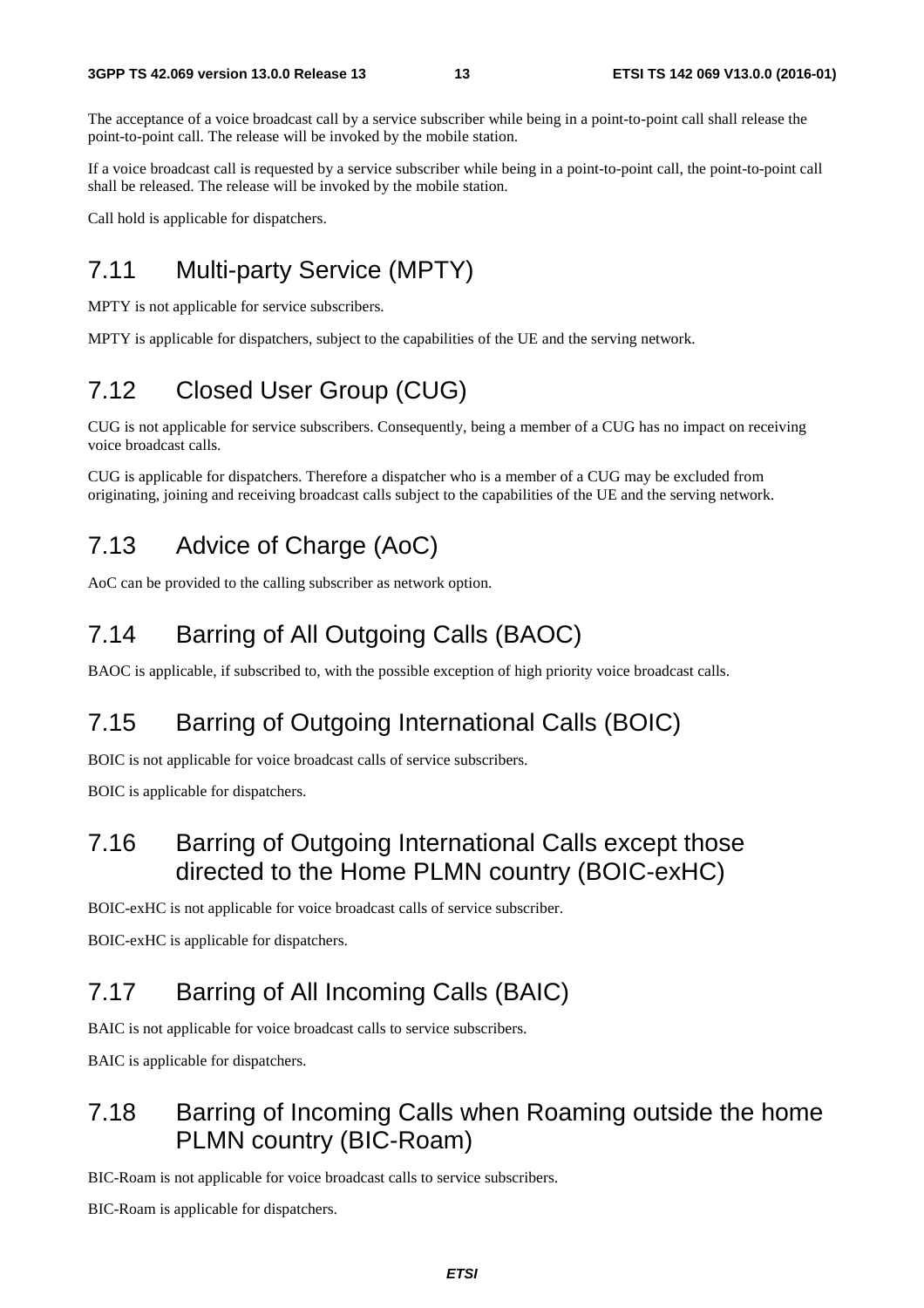The acceptance of a voice broadcast call by a service subscriber while being in a point-to-point call shall release the point-to-point call. The release will be invoked by the mobile station.

If a voice broadcast call is requested by a service subscriber while being in a point-to-point call, the point-to-point call shall be released. The release will be invoked by the mobile station.

Call hold is applicable for dispatchers.

## 7.11 Multi-party Service (MPTY)

MPTY is not applicable for service subscribers.

MPTY is applicable for dispatchers, subject to the capabilities of the UE and the serving network.

## 7.12 Closed User Group (CUG)

CUG is not applicable for service subscribers. Consequently, being a member of a CUG has no impact on receiving voice broadcast calls.

CUG is applicable for dispatchers. Therefore a dispatcher who is a member of a CUG may be excluded from originating, joining and receiving broadcast calls subject to the capabilities of the UE and the serving network.

## 7.13 Advice of Charge (AoC)

AoC can be provided to the calling subscriber as network option.

## 7.14 Barring of All Outgoing Calls (BAOC)

BAOC is applicable, if subscribed to, with the possible exception of high priority voice broadcast calls.

## 7.15 Barring of Outgoing International Calls (BOIC)

BOIC is not applicable for voice broadcast calls of service subscribers.

BOIC is applicable for dispatchers.

## 7.16 Barring of Outgoing International Calls except those directed to the Home PLMN country (BOIC-exHC)

BOIC-exHC is not applicable for voice broadcast calls of service subscriber.

BOIC-exHC is applicable for dispatchers.

## 7.17 Barring of All Incoming Calls (BAIC)

BAIC is not applicable for voice broadcast calls to service subscribers.

BAIC is applicable for dispatchers.

## 7.18 Barring of Incoming Calls when Roaming outside the home PLMN country (BIC-Roam)

BIC-Roam is not applicable for voice broadcast calls to service subscribers.

BIC-Roam is applicable for dispatchers.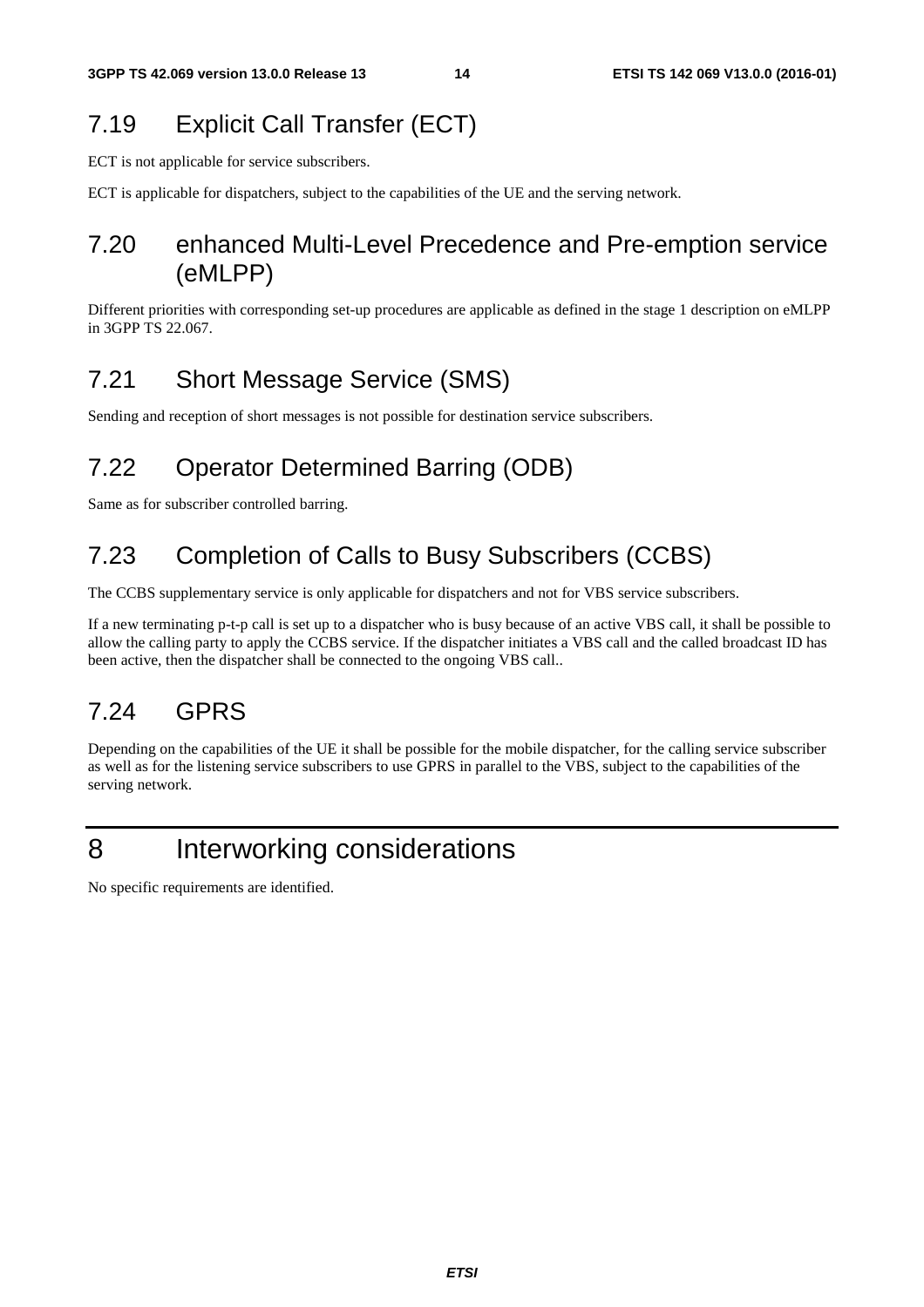## 7.19 Explicit Call Transfer (ECT)

ECT is not applicable for service subscribers.

ECT is applicable for dispatchers, subject to the capabilities of the UE and the serving network.

## 7.20 enhanced Multi-Level Precedence and Pre-emption service (eMLPP)

Different priorities with corresponding set-up procedures are applicable as defined in the stage 1 description on eMLPP in 3GPP TS 22.067.

## 7.21 Short Message Service (SMS)

Sending and reception of short messages is not possible for destination service subscribers.

## 7.22 Operator Determined Barring (ODB)

Same as for subscriber controlled barring.

## 7.23 Completion of Calls to Busy Subscribers (CCBS)

The CCBS supplementary service is only applicable for dispatchers and not for VBS service subscribers.

If a new terminating p-t-p call is set up to a dispatcher who is busy because of an active VBS call, it shall be possible to allow the calling party to apply the CCBS service. If the dispatcher initiates a VBS call and the called broadcast ID has been active, then the dispatcher shall be connected to the ongoing VBS call..

## 7.24 GPRS

Depending on the capabilities of the UE it shall be possible for the mobile dispatcher, for the calling service subscriber as well as for the listening service subscribers to use GPRS in parallel to the VBS, subject to the capabilities of the serving network.

# 8 Interworking considerations

No specific requirements are identified.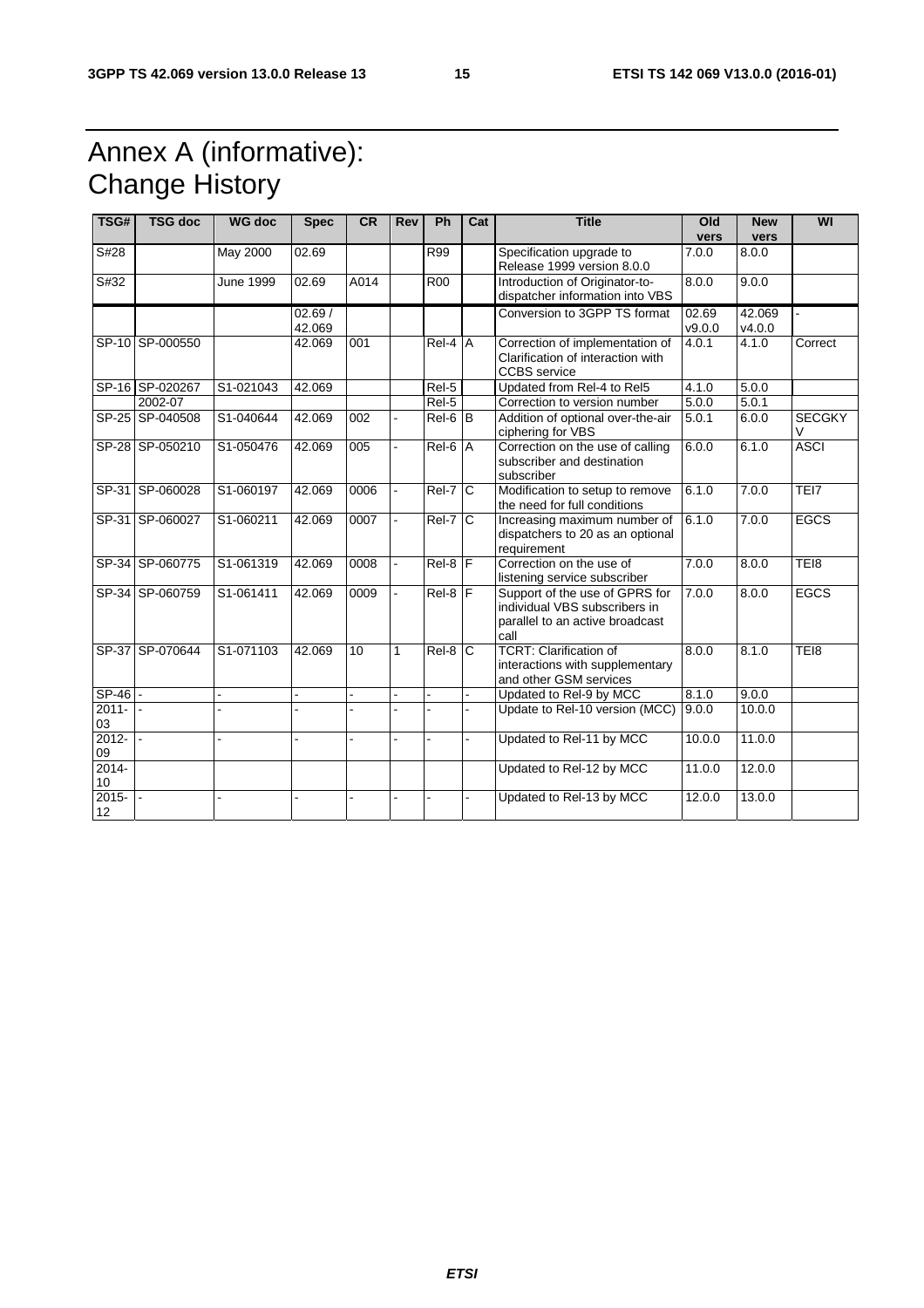# Annex A (informative): Change History

| TSG# | TSG doc | WG doc | Spec | CR | Rev | Ph | Cat | Title | Old vers | New vers | WI |
|---|---|---|---|---|---|---|---|---|---|---|---|
| S#28 | | May 2000 | 02.69 | | | R99 | | Specification upgrade to Release 1999 version 8.0.0 | 7.0.0 | 8.0.0 | |
| S#32 | | June 1999 | 02.69 | A014 | | R00 | | Introduction of Originator-to-dispatcher information into VBS | 8.0.0 | 9.0.0 | |
| | | | 02.69 / 42.069 | | | | | Conversion to 3GPP TS format | 02.69 v9.0.0 | 42.069 v4.0.0 | - |
| SP-10 | SP-000550 | | 42.069 | 001 | | Rel-4 | A | Correction of implementation of Clarification of interaction with CCBS service | 4.0.1 | 4.1.0 | Correct |
| SP-16 | SP-020267 | S1-021043 | 42.069 | | | Rel-5 | | Updated from Rel-4 to Rel5 | 4.1.0 | 5.0.0 | |
| | 2002-07 | | | | | Rel-5 | | Correction to version number | 5.0.0 | 5.0.1 | |
| SP-25 | SP-040508 | S1-040644 | 42.069 | 002 | - | Rel-6 | B | Addition of optional over-the-air ciphering for VBS | 5.0.1 | 6.0.0 | SECGKYV |
| SP-28 | SP-050210 | S1-050476 | 42.069 | 005 | - | Rel-6 | A | Correction on the use of calling subscriber and destination subscriber | 6.0.0 | 6.1.0 | ASCI |
| SP-31 | SP-060028 | S1-060197 | 42.069 | 0006 | - | Rel-7 | C | Modification to setup to remove the need for full conditions | 6.1.0 | 7.0.0 | TEI7 |
| SP-31 | SP-060027 | S1-060211 | 42.069 | 0007 | - | Rel-7 | C | Increasing maximum number of dispatchers to 20 as an optional requirement | 6.1.0 | 7.0.0 | EGCS |
| SP-34 | SP-060775 | S1-061319 | 42.069 | 0008 | - | Rel-8 | F | Correction on the use of listening service subscriber | 7.0.0 | 8.0.0 | TEI8 |
| SP-34 | SP-060759 | S1-061411 | 42.069 | 0009 | - | Rel-8 | F | Support of the use of GPRS for individual VBS subscribers in parallel to an active broadcast call | 7.0.0 | 8.0.0 | EGCS |
| SP-37 | SP-070644 | S1-071103 | 42.069 | 10 | 1 | Rel-8 | C | TCRT: Clarification of interactions with supplementary and other GSM services | 8.0.0 | 8.1.0 | TEI8 |
| SP-46 | - | - | - | - | - | - | - | Updated to Rel-9 by MCC | 8.1.0 | 9.0.0 | |
| 2011-03 | - | - | - | - | - | - | - | Update to Rel-10 version (MCC) | 9.0.0 | 10.0.0 | |
| 2012-09 | - | - | - | - | - | - | - | Updated to Rel-11 by MCC | 10.0.0 | 11.0.0 | |
| 2014-10 | | | | | | | | Updated to Rel-12 by MCC | 11.0.0 | 12.0.0 | |
| 2015-12 | - | - | - | - | - | - | - | Updated to Rel-13 by MCC | 12.0.0 | 13.0.0 | |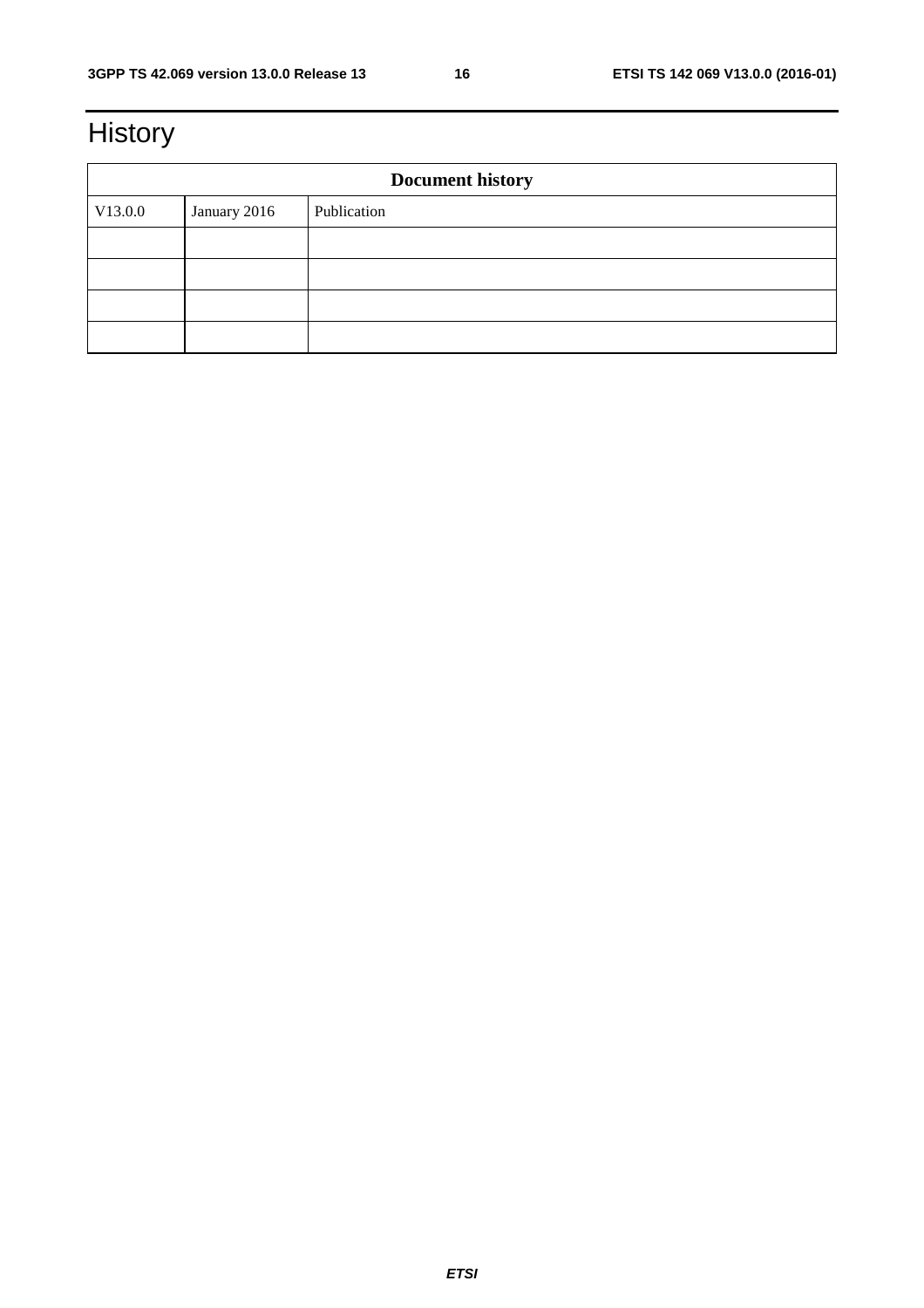# History

| Document history | | |
|---|---|---|
| V13.0.0 | January 2016 | Publication |
| | | |
| | | |
| | | |
| | | |